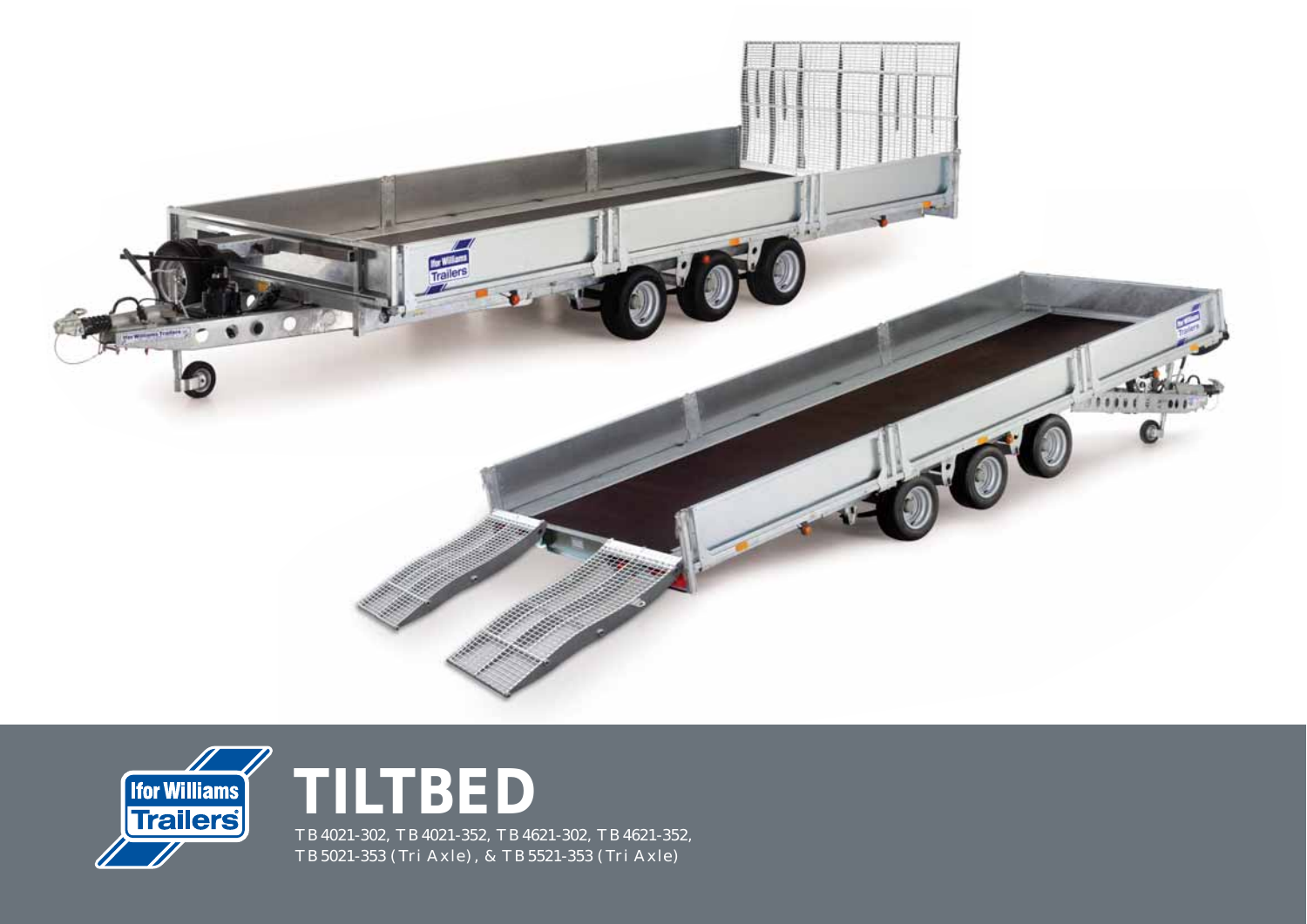# TILTBED

TB4021-302, TB4021-352, TB4621-302, TB4621-352, TB5021-353 (Tri Axle), & TB5521-353 (Tri Axle)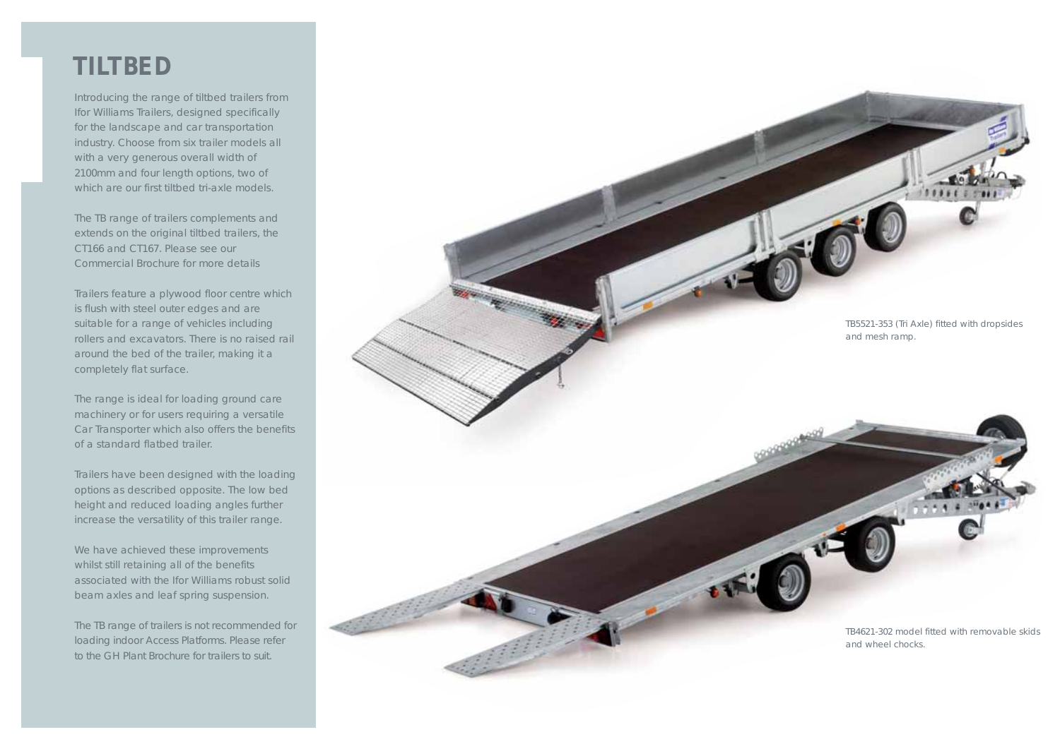# TILTBED

Introducing the range of tiltbed trailers from Ifor Williams Trailers, designed specifically for the landscape and car transportation industry. Choose from six trailer models all with a very generous overall width of 2100mm and four length options, two of which are our first tiltbed tri-axle models.

The TB range of trailers complements and extends on the original tiltbed trailers, the CT166 and CT167. Please see our Commercial Brochure for more details

Trailers feature a plywood floor centre which is flush with steel outer edges and are suitable for a range of vehicles including rollers and excavators. There is no raised rail around the bed of the trailer, making it a completely flat surface.

The range is ideal for loading ground care machinery or for users requiring a versatile Car Transporter which also offers the benefits of a standard flatbed trailer.

Trailers have been designed with the loading options as described opposite. The low bed height and reduced loading angles further increase the versatility of this trailer range.

We have achieved these improvements whilst still retaining all of the benefits associated with the Ifor Williams robust solid beam axles and leaf spring suspension.

The TB range of trailers is not recommended for loading indoor Access Platforms. Please refer to the GH Plant Brochure for trailers to suit.

TB5521-353 (Tri Axle) fitted with dropsides and mesh ramp.

TB4621-302 model fitted with removable skids and wheel chocks.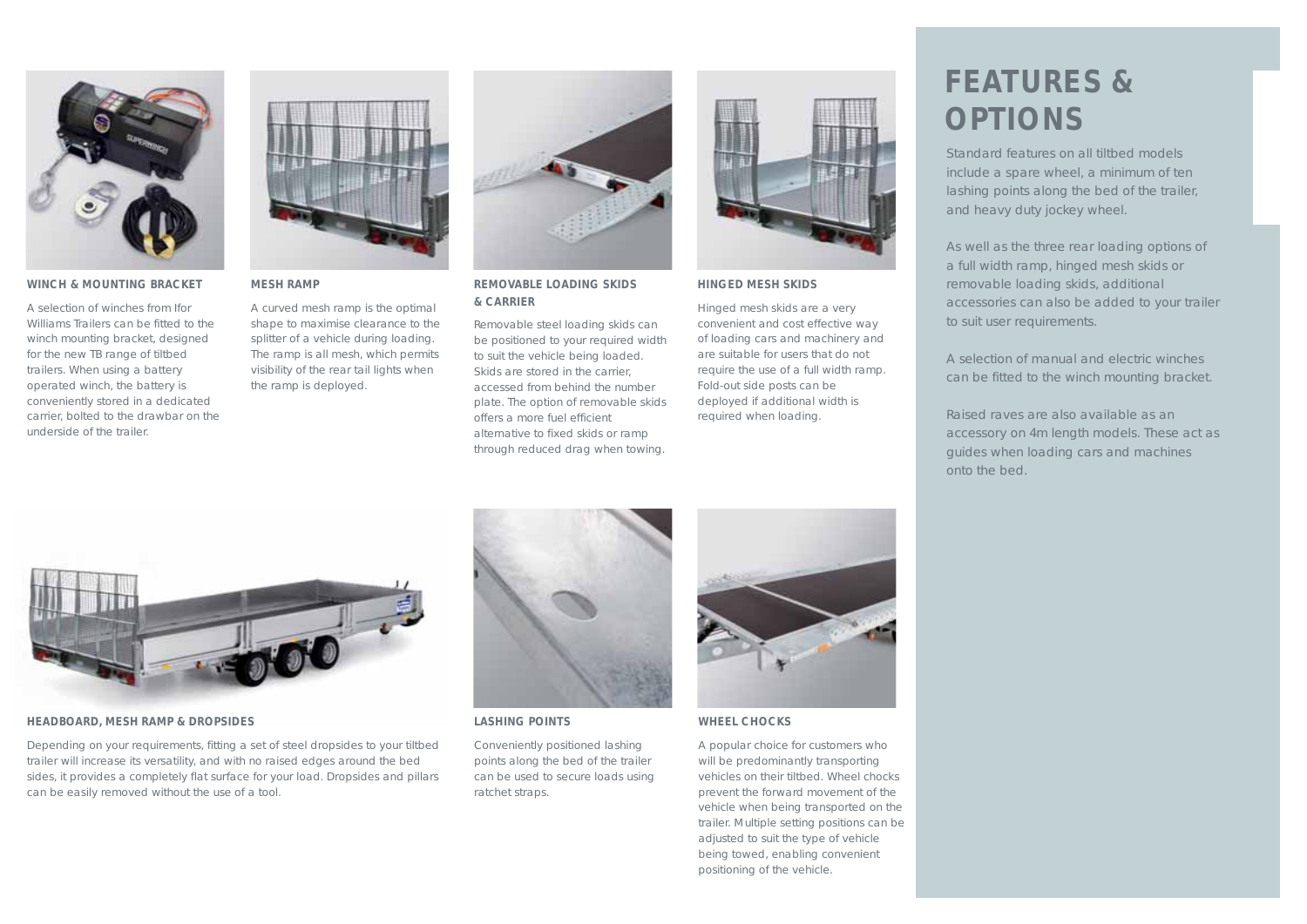# FEATURES & OPTIONS

Standard features on all tiltbed models include a spare wheel, a minimum of ten lashing points along the bed of the trailer, and heavy duty jockey wheel.

As well as the three rear loading options of a full width ramp, hinged mesh skids or removable loading skids, additional accessories can also be added to your trailer to suit user requirements.

A selection of manual and electric winches can be fitted to the winch mounting bracket.

Raised raves are also available as an accessory on 4m length models. These act as guides when loading cars and machines onto the bed.

### WINCH & MOUNTING BRACKET

A selection of winches from Ifor Williams Trailers can be fitted to the winch mounting bracket, designed for the new TB range of tiltbed trailers. When using a battery operated winch, the battery is conveniently stored in a dedicated carrier, bolted to the drawbar on the underside of the trailer.

### MESH RAMP

A curved mesh ramp is the optimal shape to maximise clearance to the splitter of a vehicle during loading. The ramp is all mesh, which permits visibility of the rear tail lights when the ramp is deployed.

### REMOVABLE LOADING SKIDS & CARRIER

Removable steel loading skids can be positioned to your required width to suit the vehicle being loaded. Skids are stored in the carrier, accessed from behind the number plate. The option of removable skids offers a more fuel efficient alternative to fixed skids or ramp through reduced drag when towing.

### HINGED MESH SKIDS

Hinged mesh skids are a very convenient and cost effective way of loading cars and machinery and are suitable for users that do not require the use of a full width ramp. Fold-out side posts can be deployed if additional width is required when loading.

### HEADBOARD, MESH RAMP & DROPSIDES

Depending on your requirements, fitting a set of steel dropsides to your tiltbed trailer will increase its versatility, and with no raised edges around the bed sides, it provides a completely flat surface for your load. Dropsides and pillars can be easily removed without the use of a tool.

### LASHING POINTS

Conveniently positioned lashing points along the bed of the trailer can be used to secure loads using ratchet straps.

### WHEEL CHOCKS

A popular choice for customers who will be predominantly transporting vehicles on their tiltbed. Wheel chocks prevent the forward movement of the vehicle when being transported on the trailer. Multiple setting positions can be adjusted to suit the type of vehicle being towed, enabling convenient positioning of the vehicle.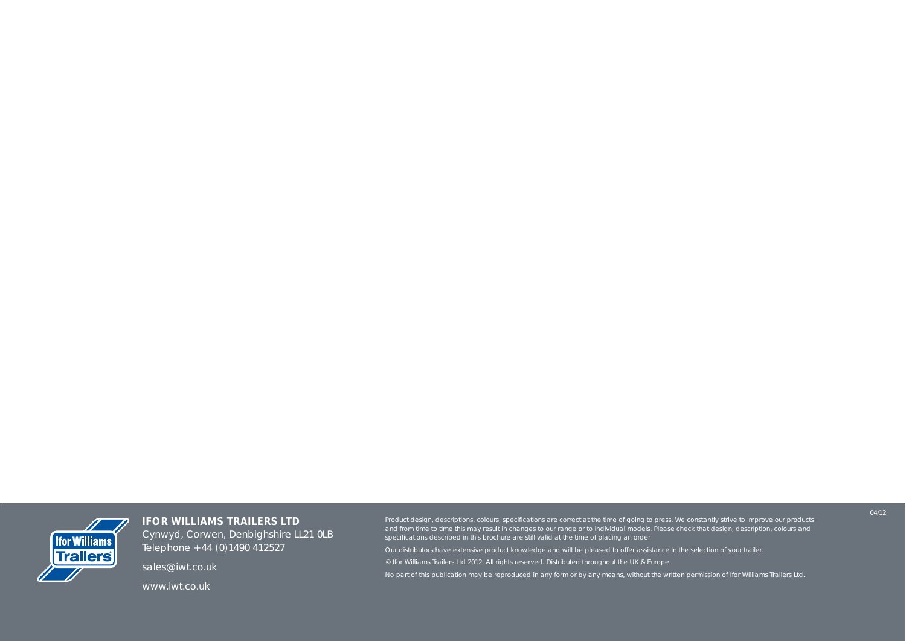**IFOR WILLIAMS TRAILERS LTD**

Cynwyd, Corwen, Denbighshire LL21 0LB

Telephone +44 (0)1490 412527

sales@iwt.co.uk

www.iwt.co.uk

Product design, descriptions, colours, specifications are correct at the time of going to press. We constantly strive to improve our products and from time to time this may result in changes to our range or to individual models. Please check that design, description, colours and specifications described in this brochure are still valid at the time of placing an order.

Our distributors have extensive product knowledge and will be pleased to offer assistance in the selection of your trailer.

© Ifor Williams Trailers Ltd 2012. All rights reserved. Distributed throughout the UK & Europe.

No part of this publication may be reproduced in any form or by any means, without the written permission of Ifor Williams Trailers Ltd.

04/12